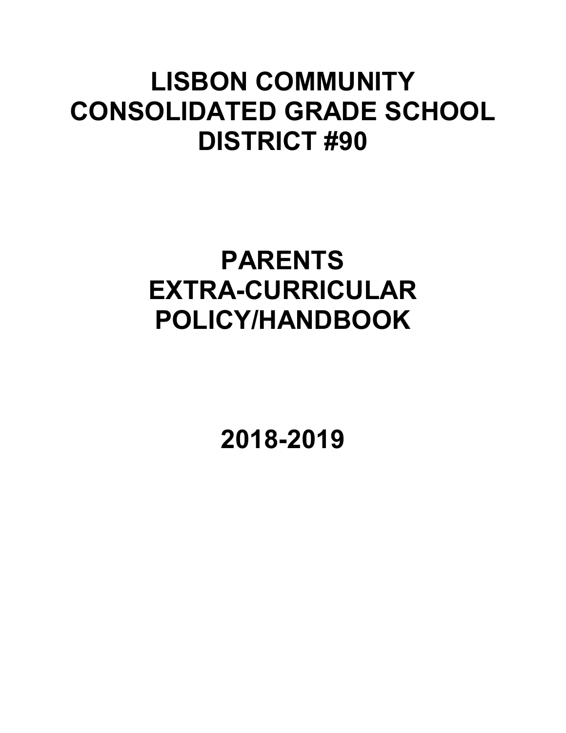# LISBON COMMUNITY CONSOLIDATED GRADE SCHOOL DISTRICT #90

# PARENTS EXTRA-CURRICULAR POLICY/HANDBOOK

# 2018-2019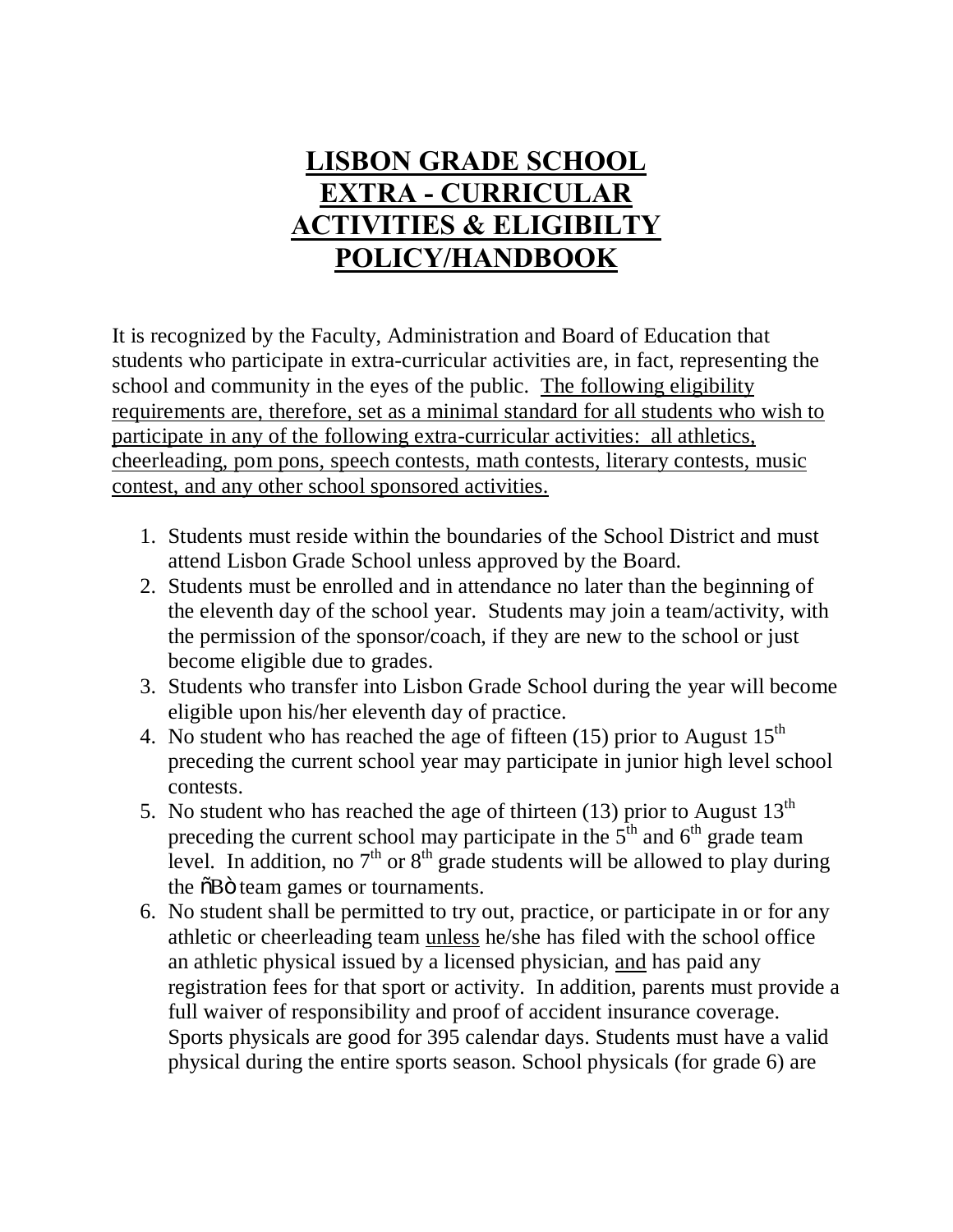# LISBON GRADE SCHOOL EXTRA - CURRICULAR ACTIVITIES & ELIGIBILTY POLICY/HANDBOOK

It is recognized by the Faculty, Administration and Board of Education that students who participate in extra-curricular activities are, in fact, representing the school and community in the eyes of the public. The following eligibility requirements are, therefore, set as a minimal standard for all students who wish to participate in any of the following extra-curricular activities: all athletics, cheerleading, pom pons, speech contests, math contests, literary contests, music contest, and any other school sponsored activities.

1. Students must reside within the boundaries of the School District and must attend Lisbon Grade School unless approved by the Board.
2. Students must be enrolled and in attendance no later than the beginning of the eleventh day of the school year. Students may join a team/activity, with the permission of the sponsor/coach, if they are new to the school or just become eligible due to grades.
3. Students who transfer into Lisbon Grade School during the year will become eligible upon his/her eleventh day of practice.
4. No student who has reached the age of fifteen (15) prior to August 15th preceding the current school year may participate in junior high level school contests.
5. No student who has reached the age of thirteen (13) prior to August 13th preceding the current school may participate in the 5th and 6th grade team level. In addition, no 7th or 8th grade students will be allowed to play during the õBò team games or tournaments.
6. No student shall be permitted to try out, practice, or participate in or for any athletic or cheerleading team unless he/she has filed with the school office an athletic physical issued by a licensed physician, and has paid any registration fees for that sport or activity. In addition, parents must provide a full waiver of responsibility and proof of accident insurance coverage. Sports physicals are good for 395 calendar days. Students must have a valid physical during the entire sports season. School physicals (for grade 6) are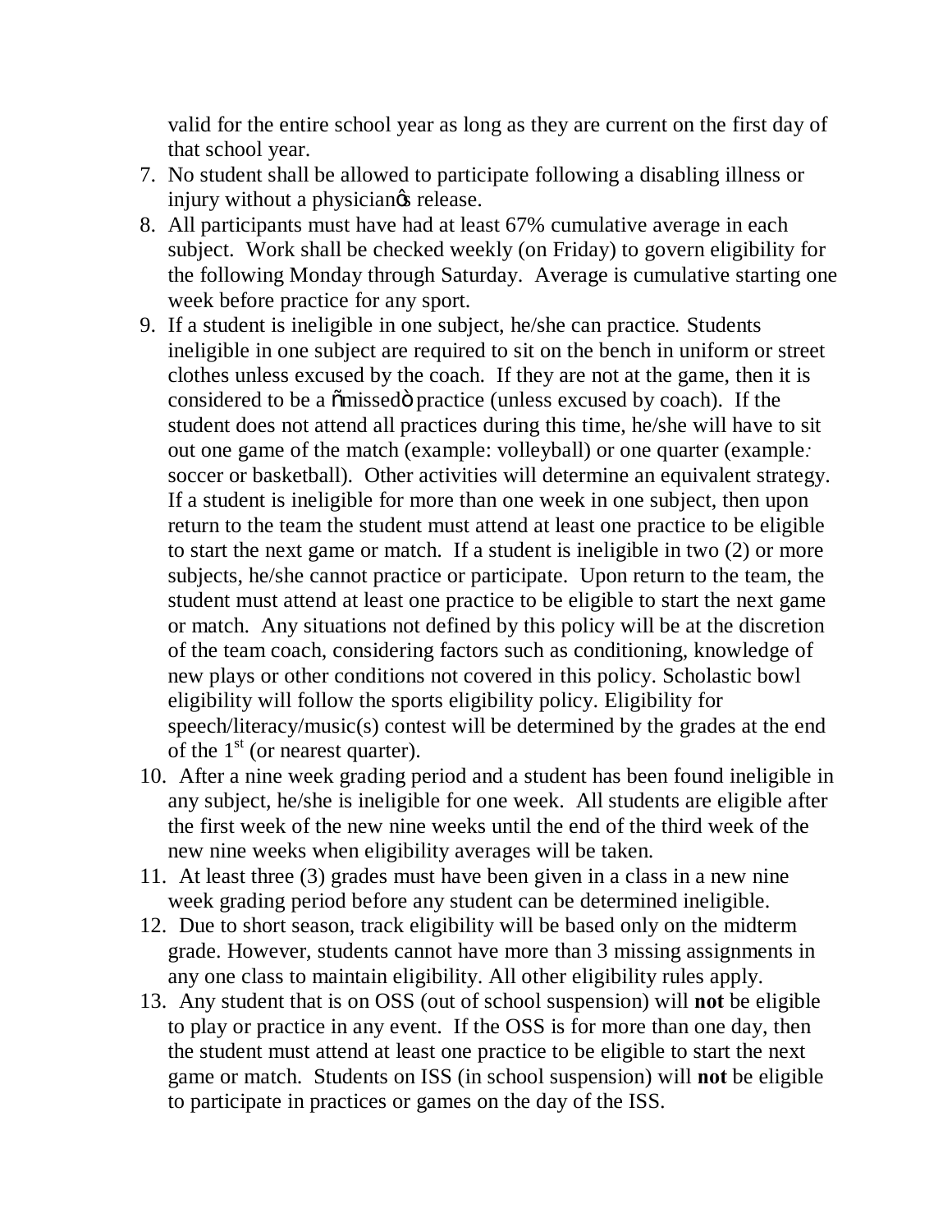valid for the entire school year as long as they are current on the first day of that school year.

7. No student shall be allowed to participate following a disabling illness or injury without a physician's release.
8. All participants must have had at least 67% cumulative average in each subject. Work shall be checked weekly (on Friday) to govern eligibility for the following Monday through Saturday. Average is cumulative starting one week before practice for any sport.
9. If a student is ineligible in one subject, he/she can practice. Students ineligible in one subject are required to sit on the bench in uniform or street clothes unless excused by the coach. If they are not at the game, then it is considered to be a "missed" practice (unless excused by coach). If the student does not attend all practices during this time, he/she will have to sit out one game of the match (example: volleyball) or one quarter (example: soccer or basketball). Other activities will determine an equivalent strategy. If a student is ineligible for more than one week in one subject, then upon return to the team the student must attend at least one practice to be eligible to start the next game or match. If a student is ineligible in two (2) or more subjects, he/she cannot practice or participate. Upon return to the team, the student must attend at least one practice to be eligible to start the next game or match. Any situations not defined by this policy will be at the discretion of the team coach, considering factors such as conditioning, knowledge of new plays or other conditions not covered in this policy. Scholastic bowl eligibility will follow the sports eligibility policy. Eligibility for speech/literacy/music(s) contest will be determined by the grades at the end of the 1st (or nearest quarter).
10. After a nine week grading period and a student has been found ineligible in any subject, he/she is ineligible for one week. All students are eligible after the first week of the new nine weeks until the end of the third week of the new nine weeks when eligibility averages will be taken.
11. At least three (3) grades must have been given in a class in a new nine week grading period before any student can be determined ineligible.
12. Due to short season, track eligibility will be based only on the midterm grade. However, students cannot have more than 3 missing assignments in any one class to maintain eligibility. All other eligibility rules apply.
13. Any student that is on OSS (out of school suspension) will **not** be eligible to play or practice in any event. If the OSS is for more than one day, then the student must attend at least one practice to be eligible to start the next game or match. Students on ISS (in school suspension) will **not** be eligible to participate in practices or games on the day of the ISS.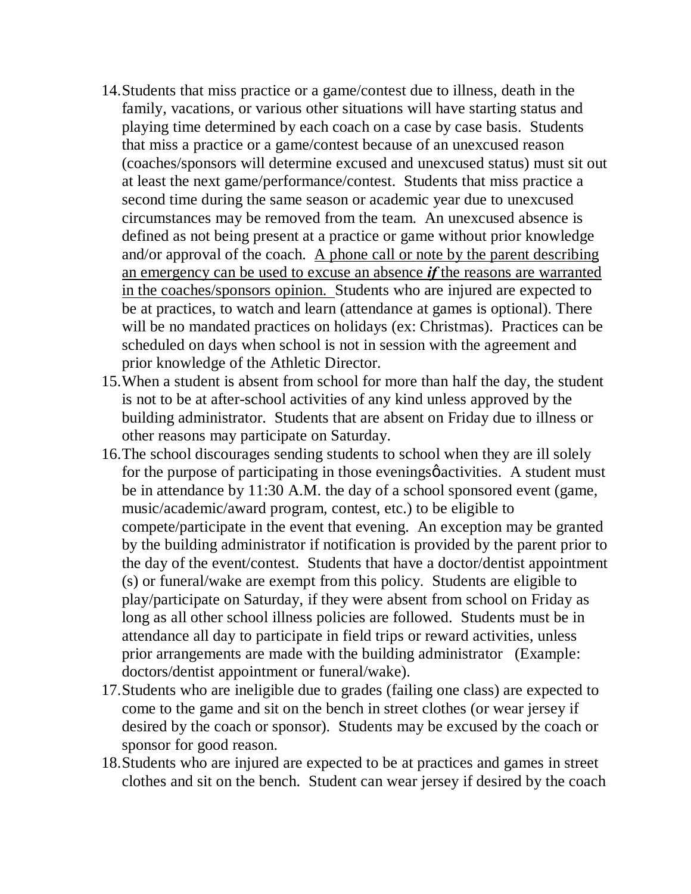14. Students that miss practice or a game/contest due to illness, death in the family, vacations, or various other situations will have starting status and playing time determined by each coach on a case by case basis. Students that miss a practice or a game/contest because of an unexcused reason (coaches/sponsors will determine excused and unexcused status) must sit out at least the next game/performance/contest. Students that miss practice a second time during the same season or academic year due to unexcused circumstances may be removed from the team. An unexcused absence is defined as not being present at a practice or game without prior knowledge and/or approval of the coach. <u>A phone call or note by the parent describing an emergency can be used to excuse an absence ***if*** the reasons are warranted in the coaches/sponsors opinion.</u> Students who are injured are expected to be at practices, to watch and learn (attendance at games is optional). There will be no mandated practices on holidays (ex: Christmas). Practices can be scheduled on days when school is not in session with the agreement and prior knowledge of the Athletic Director.
15. When a student is absent from school for more than half the day, the student is not to be at after-school activities of any kind unless approved by the building administrator. Students that are absent on Friday due to illness or other reasons may participate on Saturday.
16. The school discourages sending students to school when they are ill solely for the purpose of participating in those eveningsǿactivities. A student must be in attendance by 11:30 A.M. the day of a school sponsored event (game, music/academic/award program, contest, etc.) to be eligible to compete/participate in the event that evening. An exception may be granted by the building administrator if notification is provided by the parent prior to the day of the event/contest. Students that have a doctor/dentist appointment (s) or funeral/wake are exempt from this policy. Students are eligible to play/participate on Saturday, if they were absent from school on Friday as long as all other school illness policies are followed. Students must be in attendance all day to participate in field trips or reward activities, unless prior arrangements are made with the building administrator (Example: doctors/dentist appointment or funeral/wake).
17. Students who are ineligible due to grades (failing one class) are expected to come to the game and sit on the bench in street clothes (or wear jersey if desired by the coach or sponsor). Students may be excused by the coach or sponsor for good reason.
18. Students who are injured are expected to be at practices and games in street clothes and sit on the bench. Student can wear jersey if desired by the coach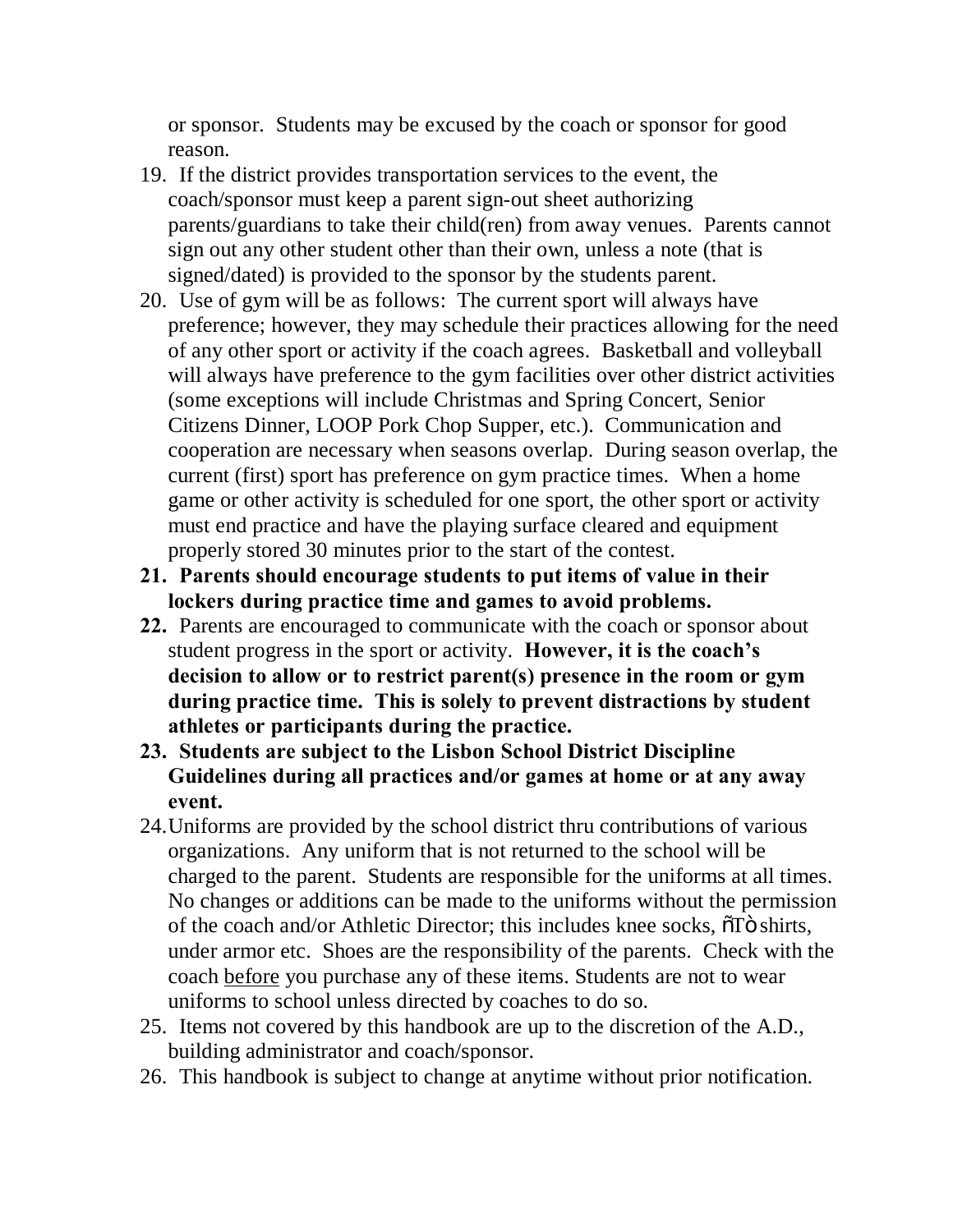or sponsor. Students may be excused by the coach or sponsor for good reason.

19. If the district provides transportation services to the event, the coach/sponsor must keep a parent sign-out sheet authorizing parents/guardians to take their child(ren) from away venues. Parents cannot sign out any other student other than their own, unless a note (that is signed/dated) is provided to the sponsor by the students parent.
20. Use of gym will be as follows: The current sport will always have preference; however, they may schedule their practices allowing for the need of any other sport or activity if the coach agrees. Basketball and volleyball will always have preference to the gym facilities over other district activities (some exceptions will include Christmas and Spring Concert, Senior Citizens Dinner, LOOP Pork Chop Supper, etc.). Communication and cooperation are necessary when seasons overlap. During season overlap, the current (first) sport has preference on gym practice times. When a home game or other activity is scheduled for one sport, the other sport or activity must end practice and have the playing surface cleared and equipment properly stored 30 minutes prior to the start of the contest.
21. **Parents should encourage students to put items of value in their lockers during practice time and games to avoid problems.**
22. Parents are encouraged to communicate with the coach or sponsor about student progress in the sport or activity. **However, it is the coach's decision to allow or to restrict parent(s) presence in the room or gym during practice time. This is solely to prevent distractions by student athletes or participants during the practice.**
23. **Students are subject to the Lisbon School District Discipline Guidelines during all practices and/or games at home or at any away event.**
24. Uniforms are provided by the school district thru contributions of various organizations. Any uniform that is not returned to the school will be charged to the parent. Students are responsible for the uniforms at all times. No changes or additions can be made to the uniforms without the permission of the coach and/or Athletic Director; this includes knee socks, õTò shirts, under armor etc. Shoes are the responsibility of the parents. Check with the coach <u>before</u> you purchase any of these items. Students are not to wear uniforms to school unless directed by coaches to do so.
25. Items not covered by this handbook are up to the discretion of the A.D., building administrator and coach/sponsor.
26. This handbook is subject to change at anytime without prior notification.